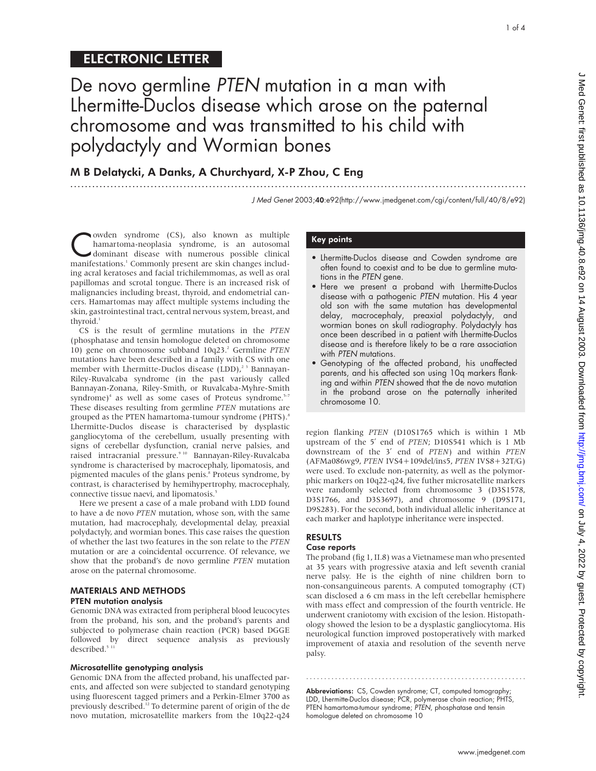ELECTRONIC LETTER

# De novo germline *PTEN* mutation in a man with Lhermitte-Duclos disease which arose on the paternal chromosome and was transmitted to his child with polydactyly and Wormian bones

**M B Delatycki, A Danks, A Churchyard, X-P Zhou, C Eng**

*J Med Genet* 2003;**40**:e92(http://www.jmedgenet.com/cgi/content/full/40/8/e92)

Cowden syndrome (CS), also known as multiple hamartoma-neoplasia syndrome, is an autosomal dominant disease with numerous possible clinical manifestations.[1] Commonly present are skin changes including acral keratoses and facial trichilemmomas, as well as oral papillomas and scrotal tongue. There is an increased risk of malignancies including breast, thyroid, and endometrial cancers. Hamartomas may affect multiple systems including the skin, gastrointestinal tract, central nervous system, breast, and thyroid.[1]

CS is the result of germline mutations in the *PTEN* (phosphatase and tensin homologue deleted on chromosome 10) gene on chromosome subband 10q23.[2] Germline *PTEN* mutations have been described in a family with CS with one member with Lhermitte-Duclos disease (LDD),[2,3] Bannayan-Riley-Ruvalcaba syndrome (in the past variously called Bannayan-Zonana, Riley-Smith, or Ruvalcaba-Myhre-Smith syndrome)[4] as well as some cases of Proteus syndrome.[5–7] These diseases resulting from germline *PTEN* mutations are grouped as the PTEN hamartoma-tumour syndrome (PHTS).[8] Lhermitte-Duclos disease is characterised by dysplastic gangliocytoma of the cerebellum, usually presenting with signs of cerebellar dysfunction, cranial nerve palsies, and raised intracranial pressure.[9,10] Bannayan-Riley-Ruvalcaba syndrome is characterised by macrocephaly, lipomatosis, and pigmented macules of the glans penis.[8] Proteus syndrome, by contrast, is characterised by hemihypertrophy, macrocephaly, connective tissue naevi, and lipomatosis.[5]

Here we present a case of a male proband with LDD found to have a de novo *PTEN* mutation, whose son, with the same mutation, had macrocephaly, developmental delay, preaxial polydactyly, and wormian bones. This case raises the question of whether the last two features in the son relate to the *PTEN* mutation or are a coincidental occurrence. Of relevance, we show that the proband's de novo germline *PTEN* mutation arose on the paternal chromosome.

## Key points

- Lhermitte-Duclos disease and Cowden syndrome are often found to coexist and to be due to germline mutations in the *PTEN* gene.
- Here we present a proband with Lhermitte-Duclos disease with a pathogenic *PTEN* mutation. His 4 year old son with the same mutation has developmental delay, macrocephaly, preaxial polydactyly, and wormian bones on skull radiography. Polydactyly has once been described in a patient with Lhermitte-Duclos disease and is therefore likely to be a rare association with *PTEN* mutations.
- Genotyping of the affected proband, his unaffected parents, and his affected son using 10q markers flanking and within *PTEN* showed that the de novo mutation in the proband arose on the paternally inherited chromosome 10.

## MATERIALS AND METHODS

### PTEN mutation analysis

Genomic DNA was extracted from peripheral blood leucocytes from the proband, his son, and the proband's parents and subjected to polymerase chain reaction (PCR) based DGGE followed by direct sequence analysis as previously described.[5,11]

### Microsatellite genotyping analysis

Genomic DNA from the affected proband, his unaffected parents, and affected son were subjected to standard genotyping using fluorescent tagged primers and a Perkin-Elmer 3700 as previously described.[12] To determine parent of origin of the de novo mutation, microsatellite markers from the 10q22-q24 region flanking *PTEN* (D10S1765 which is within 1 Mb upstream of the 5′ end of *PTEN*; D10S541 which is 1 Mb downstream of the 3′ end of *PTEN*) and within *PTEN* (AFMa086wg9, *PTEN* IVS4+109del/ins5, *PTEN* IVS8+32T/G) were used. To exclude non-paternity, as well as the polymorphic markers on 10q22-q24, five futher microsatellite markers were randomly selected from chromosome 3 (D3S1578, D3S1766, and D3S3697), and chromosome 9 (D9S171, D9S283). For the second, both individual allelic inheritance at each marker and haplotype inheritance were inspected.

## RESULTS

### Case reports

The proband (fig 1, II.8) was a Vietnamese man who presented at 35 years with progressive ataxia and left seventh cranial nerve palsy. He is the eighth of nine children born to non-consanguineous parents. A computed tomography (CT) scan disclosed a 6 cm mass in the left cerebellar hemisphere with mass effect and compression of the fourth ventricle. He underwent craniotomy with excision of the lesion. Histopathology showed the lesion to be a dysplastic gangliocytoma. His neurological function improved postoperatively with marked improvement of ataxia and resolution of the seventh nerve palsy.

**Abbreviations:** CS, Cowden syndrome; CT, computed tomography; LDD, Lhermitte-Duclos disease; PCR, polymerase chain reaction; PHTS, PTEN hamartoma-tumour syndrome; *PTEN*, phosphatase and tensin homologue deleted on chromosome 10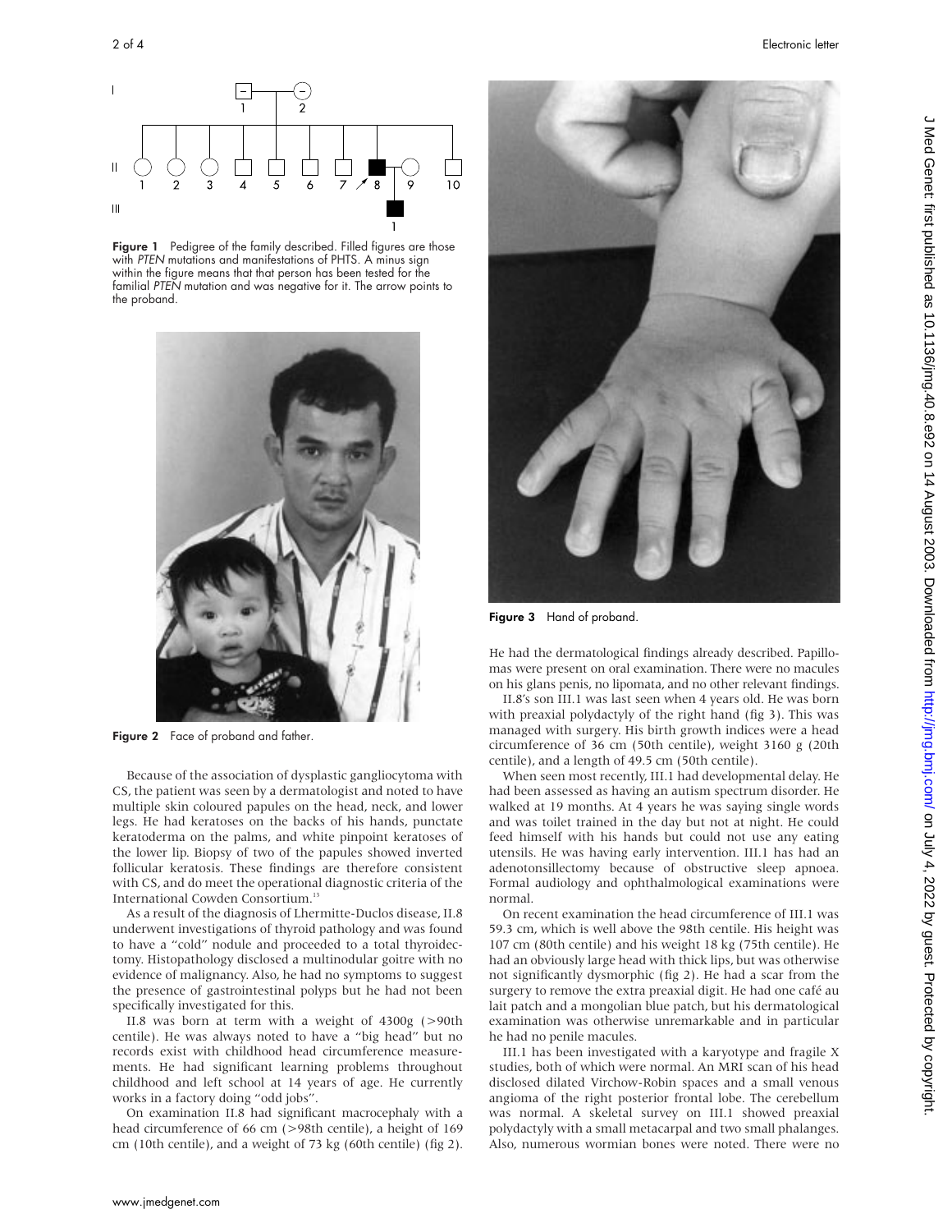Figure 1 Pedigree of the family described. Filled figures are those with *PTEN* mutations and manifestations of PHTS. A minus sign within the figure means that that person has been tested for the familial *PTEN* mutation and was negative for it. The arrow points to the proband.

Figure 2 Face of proband and father.

Because of the association of dysplastic gangliocytoma with CS, the patient was seen by a dermatologist and noted to have multiple skin coloured papules on the head, neck, and lower legs. He had keratoses on the backs of his hands, punctate keratoderma on the palms, and white pinpoint keratoses of the lower lip. Biopsy of two of the papules showed inverted follicular keratosis. These findings are therefore consistent with CS, and do meet the operational diagnostic criteria of the International Cowden Consortium.[13]

As a result of the diagnosis of Lhermitte-Duclos disease, II.8 underwent investigations of thyroid pathology and was found to have a "cold" nodule and proceeded to a total thyroidectomy. Histopathology disclosed a multinodular goitre with no evidence of malignancy. Also, he had no symptoms to suggest the presence of gastrointestinal polyps but he had not been specifically investigated for this.

II.8 was born at term with a weight of 4300g (>90th centile). He was always noted to have a "big head" but no records exist with childhood head circumference measurements. He had significant learning problems throughout childhood and left school at 14 years of age. He currently works in a factory doing "odd jobs".

On examination II.8 had significant macrocephaly with a head circumference of 66 cm (>98th centile), a height of 169 cm (10th centile), and a weight of 73 kg (60th centile) (fig 2).

Figure 3 Hand of proband.

He had the dermatological findings already described. Papillomas were present on oral examination. There were no macules on his glans penis, no lipomata, and no other relevant findings.

II.8's son III.1 was last seen when 4 years old. He was born with preaxial polydactyly of the right hand (fig 3). This was managed with surgery. His birth growth indices were a head circumference of 36 cm (50th centile), weight 3160 g (20th centile), and a length of 49.5 cm (50th centile).

When seen most recently, III.1 had developmental delay. He had been assessed as having an autism spectrum disorder. He walked at 19 months. At 4 years he was saying single words and was toilet trained in the day but not at night. He could feed himself with his hands but could not use any eating utensils. He was having early intervention. III.1 has had an adenotonsillectomy because of obstructive sleep apnoea. Formal audiology and ophthalmological examinations were normal.

On recent examination the head circumference of III.1 was 59.3 cm, which is well above the 98th centile. His height was 107 cm (80th centile) and his weight 18 kg (75th centile). He had an obviously large head with thick lips, but was otherwise not significantly dysmorphic (fig 2). He had a scar from the surgery to remove the extra preaxial digit. He had one café au lait patch and a mongolian blue patch, but his dermatological examination was otherwise unremarkable and in particular he had no penile macules.

III.1 has been investigated with a karyotype and fragile X studies, both of which were normal. An MRI scan of his head disclosed dilated Virchow-Robin spaces and a small venous angioma of the right posterior frontal lobe. The cerebellum was normal. A skeletal survey on III.1 showed preaxial polydactyly with a small metacarpal and two small phalanges. Also, numerous wormian bones were noted. There were no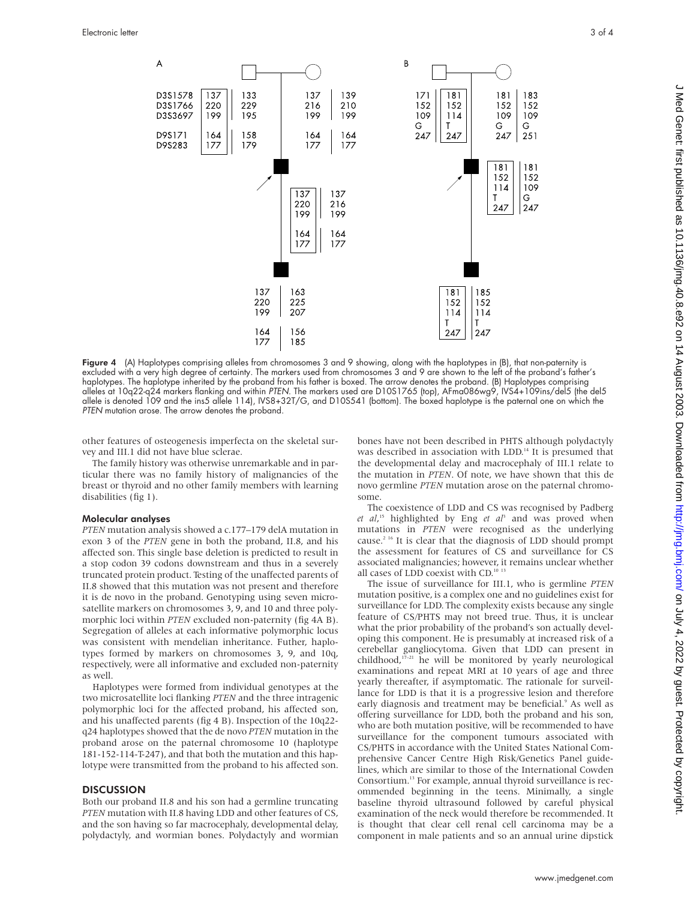**Figure 4** (A) Haplotypes comprising alleles from chromosomes 3 and 9 showing, along with the haplotypes in (B), that non-paternity is excluded with a very high degree of certainty. The markers used from chromosomes 3 and 9 are shown to the left of the proband's father's haplotypes. The haplotype inherited by the proband from his father is boxed. The arrow denotes the proband. (B) Haplotypes comprising alleles at 10q22-q24 markers flanking and within *PTEN*. The markers used are D10S1765 (top), AFma086wg9, IVS4+109ins/del5 (the del5 allele is denoted 109 and the ins5 allele 114), IVS8+32T/G, and D10S541 (bottom). The boxed haplotype is the paternal one on which the *PTEN* mutation arose. The arrow denotes the proband.

other features of osteogenesis imperfecta on the skeletal survey and III.1 did not have blue sclerae.

The family history was otherwise unremarkable and in particular there was no family history of malignancies of the breast or thyroid and no other family members with learning disabilities (fig 1).

#### Molecular analyses

*PTEN* mutation analysis showed a c.177–179 delA mutation in exon 3 of the *PTEN* gene in both the proband, II.8, and his affected son. This single base deletion is predicted to result in a stop codon 39 codons downstream and thus in a severely truncated protein product. Testing of the unaffected parents of II.8 showed that this mutation was not present and therefore it is de novo in the proband. Genotyping using seven microsatellite markers on chromosomes 3, 9, and 10 and three polymorphic loci within *PTEN* excluded non-paternity (fig 4A B). Segregation of alleles at each informative polymorphic locus was consistent with mendelian inheritance. Futher, haplotypes formed by markers on chromosomes 3, 9, and 10q, respectively, were all informative and excluded non-paternity as well.

Haplotypes were formed from individual genotypes at the two microsatellite loci flanking *PTEN* and the three intragenic polymorphic loci for the affected proband, his affected son, and his unaffected parents (fig 4 B). Inspection of the 10q22-q24 haplotypes showed that the de novo *PTEN* mutation in the proband arose on the paternal chromosome 10 (haplotype 181-152-114-T-247), and that both the mutation and this haplotype were transmitted from the proband to his affected son.

## DISCUSSION

Both our proband II.8 and his son had a germline truncating *PTEN* mutation with II.8 having LDD and other features of CS, and the son having so far macrocephaly, developmental delay, polydactyly, and wormian bones. Polydactyly and wormian bones have not been described in PHTS although polydactyly was described in association with LDD.[14] It is presumed that the developmental delay and macrocephaly of III.1 relate to the mutation in *PTEN*. Of note, we have shown that this de novo germline *PTEN* mutation arose on the paternal chromosome.

The coexistence of LDD and CS was recognised by Padberg *et al*,[15] highlighted by Eng *et al*[8] and was proved when mutations in *PTEN* were recognised as the underlying cause.[2 16] It is clear that the diagnosis of LDD should prompt the assessment for features of CS and surveillance for CS associated malignancies; however, it remains unclear whether all cases of LDD coexist with CD.[10 13]

The issue of surveillance for III.1, who is germline *PTEN* mutation positive, is a complex one and no guidelines exist for surveillance for LDD. The complexity exists because any single feature of CS/PHTS may not breed true. Thus, it is unclear what the prior probability of the proband's son actually developing this component. He is presumably at increased risk of a cerebellar gangliocytoma. Given that LDD can present in childhood,[17–21] he will be monitored by yearly neurological examinations and repeat MRI at 10 years of age and three yearly thereafter, if asymptomatic. The rationale for surveillance for LDD is that it is a progressive lesion and therefore early diagnosis and treatment may be beneficial.[9] As well as offering surveillance for LDD, both the proband and his son, who are both mutation positive, will be recommended to have surveillance for the component tumours associated with CS/PHTS in accordance with the United States National Comprehensive Cancer Centre High Risk/Genetics Panel guidelines, which are similar to those of the International Cowden Consortium.[13] For example, annual thyroid surveillance is recommended beginning in the teens. Minimally, a single baseline thyroid ultrasound followed by careful physical examination of the neck would therefore be recommended. It is thought that clear cell renal cell carcinoma may be a component in male patients and so an annual urine dipstick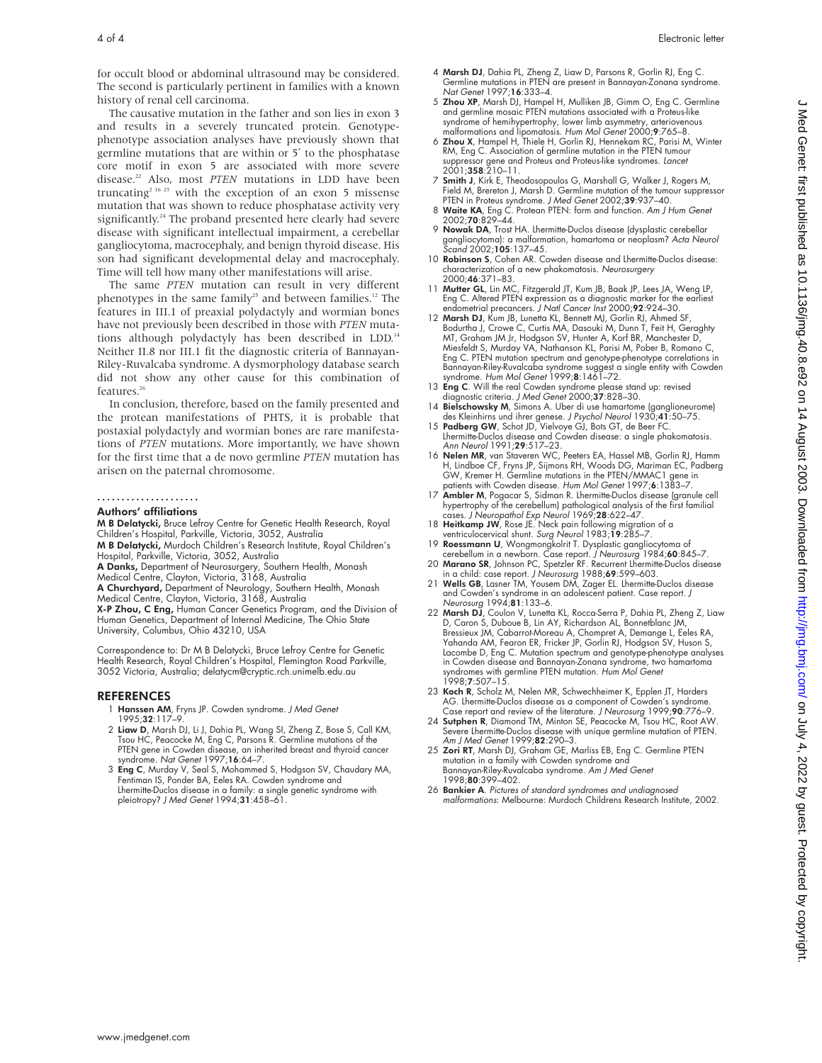for occult blood or abdominal ultrasound may be considered. The second is particularly pertinent in families with a known history of renal cell carcinoma.

The causative mutation in the father and son lies in exon 3 and results in a severely truncated protein. Genotype-phenotype association analyses have previously shown that germline mutations that are within or 5′ to the phosphatase core motif in exon 5 are associated with more severe disease.[22] Also, most *PTEN* mutations in LDD have been truncating[2 16 23] with the exception of an exon 5 missense mutation that was shown to reduce phosphatase activity very significantly.[24] The proband presented here clearly had severe disease with significant intellectual impairment, a cerebellar gangliocytoma, macrocephaly, and benign thyroid disease. His son had significant developmental delay and macrocephaly. Time will tell how many other manifestations will arise.

The same *PTEN* mutation can result in very different phenotypes in the same family[25] and between families.[12] The features in III.1 of preaxial polydactyly and wormian bones have not previously been described in those with *PTEN* mutations although polydactyly has been described in LDD.[14] Neither II.8 nor III.1 fit the diagnostic criteria of Bannayan-Riley-Ruvalcaba syndrome. A dysmorphology database search did not show any other cause for this combination of features.[26]

In conclusion, therefore, based on the family presented and the protean manifestations of PHTS, it is probable that postaxial polydactyly and wormian bones are rare manifestations of *PTEN* mutations. More importantly, we have shown for the first time that a de novo germline *PTEN* mutation has arisen on the paternal chromosome.

## Authors' affiliations

**M B Delatycki,** Bruce Lefroy Centre for Genetic Health Research, Royal Children's Hospital, Parkville, Victoria, 3052, Australia
**M B Delatycki,** Murdoch Children's Research Institute, Royal Children's Hospital, Parkville, Victoria, 3052, Australia
**A Danks,** Department of Neurosurgery, Southern Health, Monash Medical Centre, Clayton, Victoria, 3168, Australia
**A Churchyard,** Department of Neurology, Southern Health, Monash Medical Centre, Clayton, Victoria, 3168, Australia
**X-P Zhou, C Eng,** Human Cancer Genetics Program, and the Division of Human Genetics, Department of Internal Medicine, The Ohio State University, Columbus, Ohio 43210, USA

Correspondence to: Dr M B Delatycki, Bruce Lefroy Centre for Genetic Health Research, Royal Children's Hospital, Flemington Road Parkville, 3052 Victoria, Australia; delatycm@cryptic.rch.unimelb.edu.au

## REFERENCES

1. **Hanssen AM**, Fryns JP. Cowden syndrome. *J Med Genet* 1995;**32**:117–9.
2. **Liaw D**, Marsh DJ, Li J, Dahia PL, Wang SI, Zheng Z, Bose S, Call KM, Tsou HC, Peacocke M, Eng C, Parsons R. Germline mutations of the PTEN gene in Cowden disease, an inherited breast and thyroid cancer syndrome. *Nat Genet* 1997;**16**:64–7.
3. **Eng C**, Murday V, Seal S, Mohammed S, Hodgson SV, Chaudary MA, Fentiman IS, Ponder BA, Eeles RA. Cowden syndrome and Lhermitte-Duclos disease in a family: a single genetic syndrome with pleiotropy? *J Med Genet* 1994;**31**:458–61.
4. **Marsh DJ**, Dahia PL, Zheng Z, Liaw D, Parsons R, Gorlin RJ, Eng C. Germline mutations in PTEN are present in Bannayan-Zonana syndrome. *Nat Genet* 1997;**16**:333–4.
5. **Zhou XP**, Marsh DJ, Hampel H, Mulliken JB, Gimm O, Eng C. Germline and germline mosaic PTEN mutations associated with a Proteus-like syndrome of hemihypertrophy, lower limb asymmetry, arteriovenous malformations and lipomatosis. *Hum Mol Genet* 2000;**9**:765–8.
6. **Zhou X**, Hampel H, Thiele H, Gorlin RJ, Hennekam RC, Parisi M, Winter RM, Eng C. Association of germline mutation in the PTEN tumour suppressor gene and Proteus and Proteus-like syndromes. *Lancet* 2001;**358**:210–11.
7. **Smith J**, Kirk E, Theodosopoulos G, Marshall G, Walker J, Rogers M, Field M, Brereton J, Marsh D. Germline mutation of the tumour suppressor PTEN in Proteus syndrome. *J Med Genet* 2002;**39**:937–40.
8. **Waite KA**, Eng C. Protean PTEN: form and function. *Am J Hum Genet* 2002;**70**:829–44.
9. **Nowak DA**, Trost HA. Lhermitte-Duclos disease (dysplastic cerebellar gangliocytoma): a malformation, hamartoma or neoplasm? *Acta Neurol Scand* 2002;**105**:137–45.
10. **Robinson S**, Cohen AR. Cowden disease and Lhermitte-Duclos disease: characterization of a new phakomatosis. *Neurosurgery* 2000;**46**:371–83.
11. **Mutter GL**, Lin MC, Fitzgerald JT, Kum JB, Baak JP, Lees JA, Weng LP, Eng C. Altered PTEN expression as a diagnostic marker for the earliest endometrial precancers. *J Natl Cancer Inst* 2000;**92**:924–30.
12. **Marsh DJ**, Kum JB, Lunetta KL, Bennett MJ, Gorlin RJ, Ahmed SF, Bodurtha J, Crowe C, Curtis MA, Dasouki M, Dunn T, Feit H, Geraghty MT, Graham JM Jr, Hodgson SV, Hunter A, Korf BR, Manchester D, Miesfeldt S, Murday VA, Nathanson KL, Parisi M, Pober B, Romano C, Eng C. PTEN mutation spectrum and genotype-phenotype correlations in Bannayan-Riley-Ruvalcaba syndrome suggest a single entity with Cowden syndrome. *Hum Mol Genet* 1999;**8**:1461–72.
13. **Eng C**. Will the real Cowden syndrome please stand up: revised diagnostic criteria. *J Med Genet* 2000;**37**:828–30.
14. **Bielschowsky M**, Simons A. Uber di use hamartome (ganglioneurome) des Kleinhirns und ihrer genese. *J Psychol Neurol* 1930;**41**:50–75.
15. **Padberg GW**, Schot JD, Vielvoye GJ, Bots GT, de Beer FC. Lhermitte-Duclos disease and Cowden disease: a single phakomatosis. *Ann Neurol* 1991;**29**:517–23.
16. **Nelen MR**, van Staveren WC, Peeters EA, Hassel MB, Gorlin RJ, Hamm H, Lindboe CF, Fryns JP, Sijmons RH, Woods DG, Mariman EC, Padberg GW, Kremer H. Germline mutations in the PTEN/MMAC1 gene in patients with Cowden disease. *Hum Mol Genet* 1997;**6**:1383–7.
17. **Ambler M**, Pogacar S, Sidman R. Lhermitte-Duclos disease (granule cell hypertrophy of the cerebellum) pathological analysis of the first familial cases. *J Neuropathol Exp Neurol* 1969;**28**:622–47.
18. **Heitkamp JW**, Rose JE. Neck pain following migration of a ventriculocervical shunt. *Surg Neurol* 1983;**19**:285–7.
19. **Roessmann U**, Wongmongkolrit T. Dysplastic gangliocytoma of cerebellum in a newborn. Case report. *J Neurosurg* 1984;**60**:845–7.
20. **Marano SR**, Johnson PC, Spetzler RF. Recurrent Lhermitte-Duclos disease in a child: case report. *J Neurosurg* 1988;**69**:599–603.
21. **Wells GB**, Lasner TM, Yousem DM, Zager EL. Lhermitte-Duclos disease and Cowden's syndrome in an adolescent patient. Case report. *J Neurosurg* 1994;**81**:133–6.
22. **Marsh DJ**, Coulon V, Lunetta KL, Rocca-Serra P, Dahia PL, Zheng Z, Liaw D, Caron S, Duboue B, Lin AY, Richardson AL, Bonnetblanc JM, Bressieux JM, Cabarrot-Moreau A, Chompret A, Demange L, Eeles RA, Yahanda AM, Fearon ER, Fricker JP, Gorlin RJ, Hodgson SV, Huson S, Lacombe D, Eng C. Mutation spectrum and genotype-phenotype analyses in Cowden disease and Bannayan-Zonana syndrome, two hamartoma syndromes with germline PTEN mutation. *Hum Mol Genet* 1998;**7**:507–15.
23. **Koch R**, Scholz M, Nelen MR, Schwechheimer K, Epplen JT, Harders AG. Lhermitte-Duclos disease as a component of Cowden's syndrome. Case report and review of the literature. *J Neurosurg* 1999;**90**:776–9.
24. **Sutphen R**, Diamond TM, Minton SE, Peacocke M, Tsou HC, Root AW. Severe Lhermitte-Duclos disease with unique germline mutation of PTEN. *Am J Med Genet* 1999;**82**:290–3.
25. **Zori RT**, Marsh DJ, Graham GE, Marliss EB, Eng C. Germline PTEN mutation in a family with Cowden syndrome and Bannayan-Riley-Ruvalcaba syndrome. *Am J Med Genet* 1998;**80**:399–402.
26. **Bankier A**. *Pictures of standard syndromes and undiagnosed malformations*: Melbourne: Murdoch Childrens Research Institute, 2002.